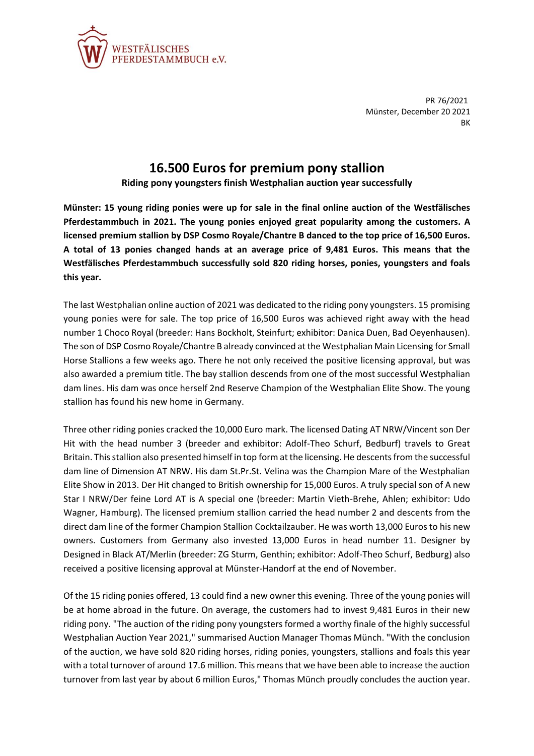WESTFÄLISCHES PFERDESTAMMBUCH e.V.

PR 76/2021
Münster, December 20 2021
BK

# 16.500 Euros for premium pony stallion

**Riding pony youngsters finish Westphalian auction year successfully**

**Münster: 15 young riding ponies were up for sale in the final online auction of the Westfälisches Pferdestammbuch in 2021. The young ponies enjoyed great popularity among the customers. A licensed premium stallion by DSP Cosmo Royale/Chantre B danced to the top price of 16,500 Euros. A total of 13 ponies changed hands at an average price of 9,481 Euros. This means that the Westfälisches Pferdestammbuch successfully sold 820 riding horses, ponies, youngsters and foals this year.**

The last Westphalian online auction of 2021 was dedicated to the riding pony youngsters. 15 promising young ponies were for sale. The top price of 16,500 Euros was achieved right away with the head number 1 Choco Royal (breeder: Hans Bockholt, Steinfurt; exhibitor: Danica Duen, Bad Oeyenhausen). The son of DSP Cosmo Royale/Chantre B already convinced at the Westphalian Main Licensing for Small Horse Stallions a few weeks ago. There he not only received the positive licensing approval, but was also awarded a premium title. The bay stallion descends from one of the most successful Westphalian dam lines. His dam was once herself 2nd Reserve Champion of the Westphalian Elite Show. The young stallion has found his new home in Germany.

Three other riding ponies cracked the 10,000 Euro mark. The licensed Dating AT NRW/Vincent son Der Hit with the head number 3 (breeder and exhibitor: Adolf-Theo Schurf, Bedburf) travels to Great Britain. This stallion also presented himself in top form at the licensing. He descends from the successful dam line of Dimension AT NRW. His dam St.Pr.St. Velina was the Champion Mare of the Westphalian Elite Show in 2013. Der Hit changed to British ownership for 15,000 Euros. A truly special son of A new Star I NRW/Der feine Lord AT is A special one (breeder: Martin Vieth-Brehe, Ahlen; exhibitor: Udo Wagner, Hamburg). The licensed premium stallion carried the head number 2 and descents from the direct dam line of the former Champion Stallion Cocktailzauber. He was worth 13,000 Euros to his new owners. Customers from Germany also invested 13,000 Euros in head number 11. Designer by Designed in Black AT/Merlin (breeder: ZG Sturm, Genthin; exhibitor: Adolf-Theo Schurf, Bedburg) also received a positive licensing approval at Münster-Handorf at the end of November.

Of the 15 riding ponies offered, 13 could find a new owner this evening. Three of the young ponies will be at home abroad in the future. On average, the customers had to invest 9,481 Euros in their new riding pony. "The auction of the riding pony youngsters formed a worthy finale of the highly successful Westphalian Auction Year 2021," summarised Auction Manager Thomas Münch. "With the conclusion of the auction, we have sold 820 riding horses, riding ponies, youngsters, stallions and foals this year with a total turnover of around 17.6 million. This means that we have been able to increase the auction turnover from last year by about 6 million Euros," Thomas Münch proudly concludes the auction year.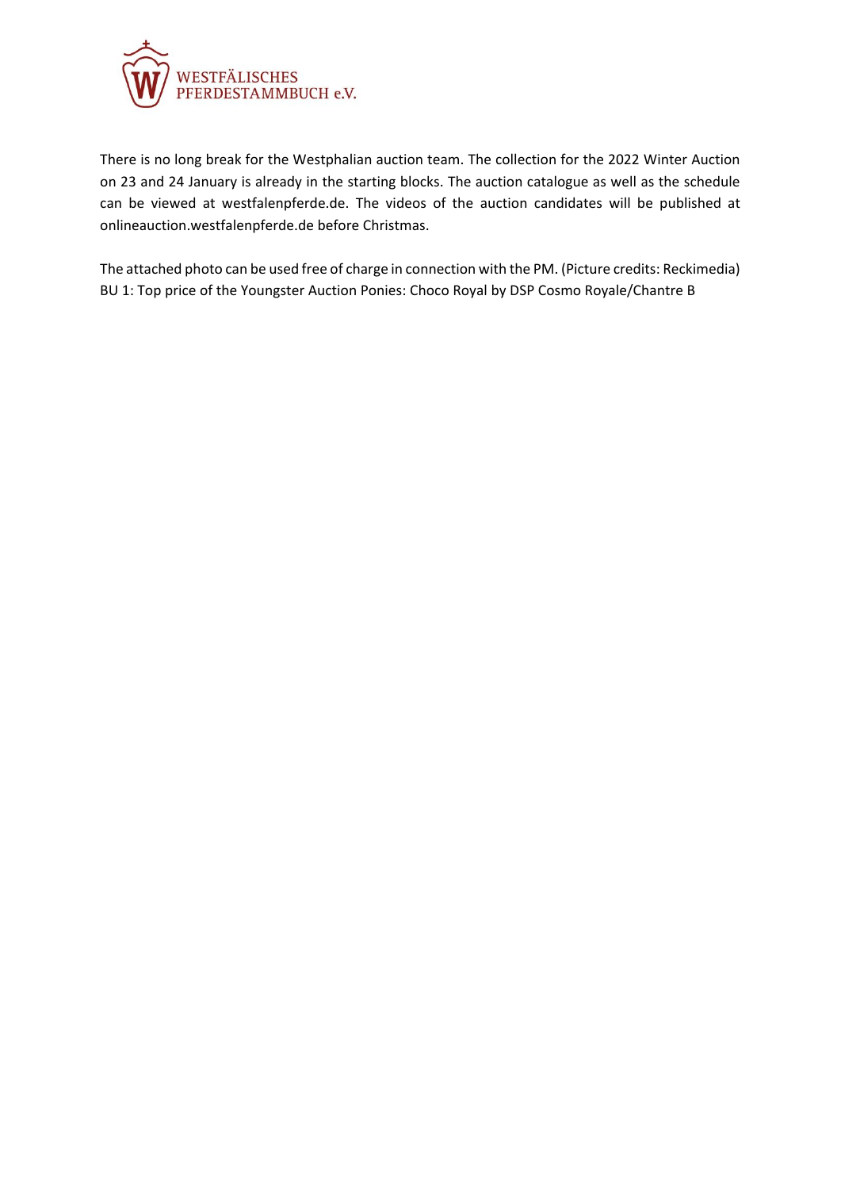There is no long break for the Westphalian auction team. The collection for the 2022 Winter Auction on 23 and 24 January is already in the starting blocks. The auction catalogue as well as the schedule can be viewed at westfalenpferde.de. The videos of the auction candidates will be published at onlineauction.westfalenpferde.de before Christmas.

The attached photo can be used free of charge in connection with the PM. (Picture credits: Reckimedia)
BU 1: Top price of the Youngster Auction Ponies: Choco Royal by DSP Cosmo Royale/Chantre B